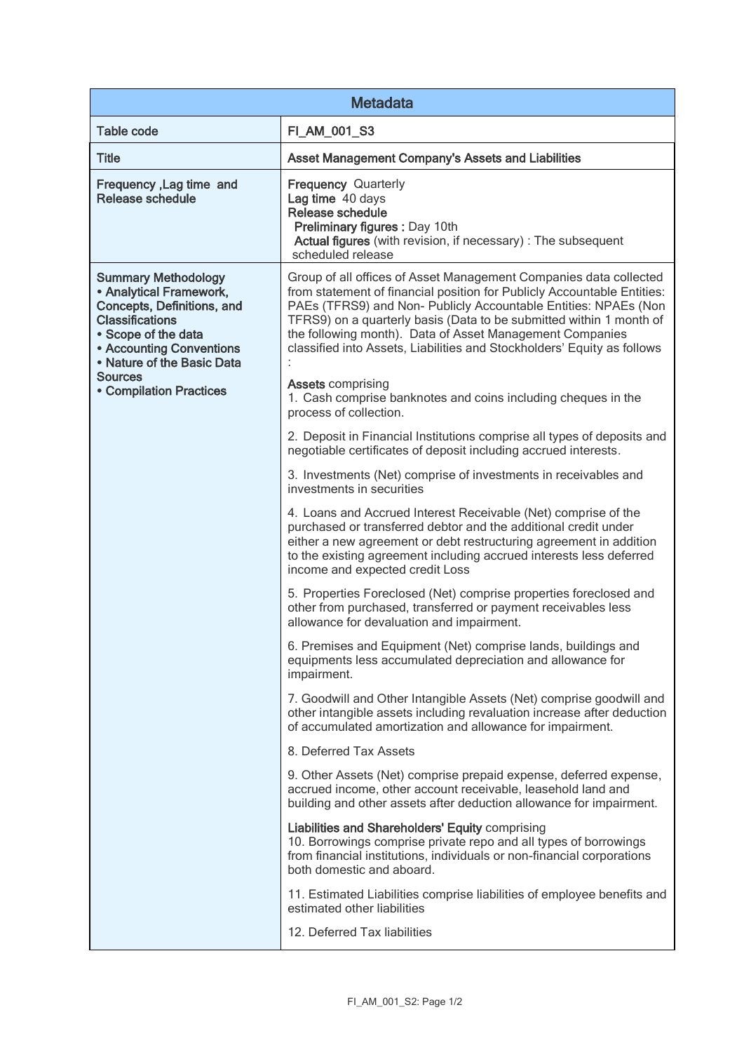| Metadata | |
|---|---|
| Table code | **FI_AM_001_S3** |
| Title | **Asset Management Company's Assets and Liabilities** |
| **Frequency ,Lag time and Release schedule** | **Frequency** Quarterly<br>**Lag time** 40 days<br>**Release schedule**<br>**Preliminary figures :** Day 10th<br>**Actual figures** (with revision, if necessary) : The subsequent scheduled release |
| **Summary Methodology**<br>**• Analytical Framework, Concepts, Definitions, and Classifications**<br>**• Scope of the data**<br>**• Accounting Conventions**<br>**• Nature of the Basic Data Sources**<br>**• Compilation Practices** | Group of all offices of Asset Management Companies data collected from statement of financial position for Publicly Accountable Entities: PAEs (TFRS9) and Non- Publicly Accountable Entities: NPAEs (Non TFRS9) on a quarterly basis (Data to be submitted within 1 month of the following month). Data of Asset Management Companies classified into Assets, Liabilities and Stockholders' Equity as follows :<br><br>**Assets** comprising<br>1. Cash comprise banknotes and coins including cheques in the process of collection.<br><br>2. Deposit in Financial Institutions comprise all types of deposits and negotiable certificates of deposit including accrued interests.<br><br>3. Investments (Net) comprise of investments in receivables and investments in securities<br><br>4. Loans and Accrued Interest Receivable (Net) comprise of the purchased or transferred debtor and the additional credit under either a new agreement or debt restructuring agreement in addition to the existing agreement including accrued interests less deferred income and expected credit Loss<br><br>5. Properties Foreclosed (Net) comprise properties foreclosed and other from purchased, transferred or payment receivables less allowance for devaluation and impairment.<br><br>6. Premises and Equipment (Net) comprise lands, buildings and equipments less accumulated depreciation and allowance for impairment.<br><br>7. Goodwill and Other Intangible Assets (Net) comprise goodwill and other intangible assets including revaluation increase after deduction of accumulated amortization and allowance for impairment.<br><br>8. Deferred Tax Assets<br><br>9. Other Assets (Net) comprise prepaid expense, deferred expense, accrued income, other account receivable, leasehold land and building and other assets after deduction allowance for impairment.<br><br>**Liabilities and Shareholders' Equity** comprising<br>10. Borrowings comprise private repo and all types of borrowings from financial institutions, individuals or non-financial corporations both domestic and aboard.<br><br>11. Estimated Liabilities comprise liabilities of employee benefits and estimated other liabilities<br><br>12. Deferred Tax liabilities |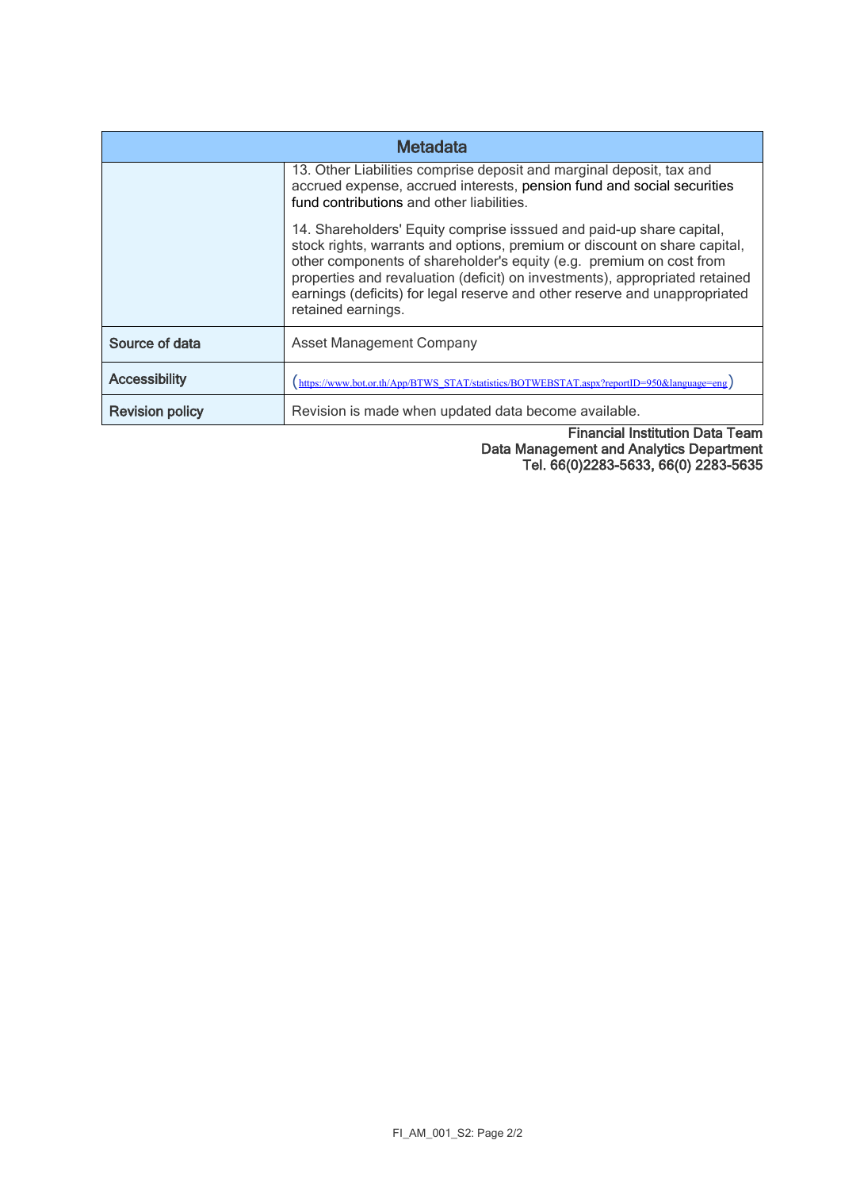| Metadata | |
|---|---|
| | 13. Other Liabilities comprise deposit and marginal deposit, tax and accrued expense, accrued interests, pension fund and social securities fund contributions and other liabilities.<br><br>14. Shareholders' Equity comprise isssued and paid-up share capital, stock rights, warrants and options, premium or discount on share capital, other components of shareholder's equity (e.g. premium on cost from properties and revaluation (deficit) on investments), appropriated retained earnings (deficits) for legal reserve and other reserve and unappropriated retained earnings. |
| **Source of data** | Asset Management Company |
| **Accessibility** | (https://www.bot.or.th/App/BTWS_STAT/statistics/BOTWEBSTAT.aspx?reportID=950&language=eng) |
| **Revision policy** | Revision is made when updated data become available. |

Financial Institution Data Team
Data Management and Analytics Department
Tel. 66(0)2283-5633, 66(0) 2283-5635

FI_AM_001_S2